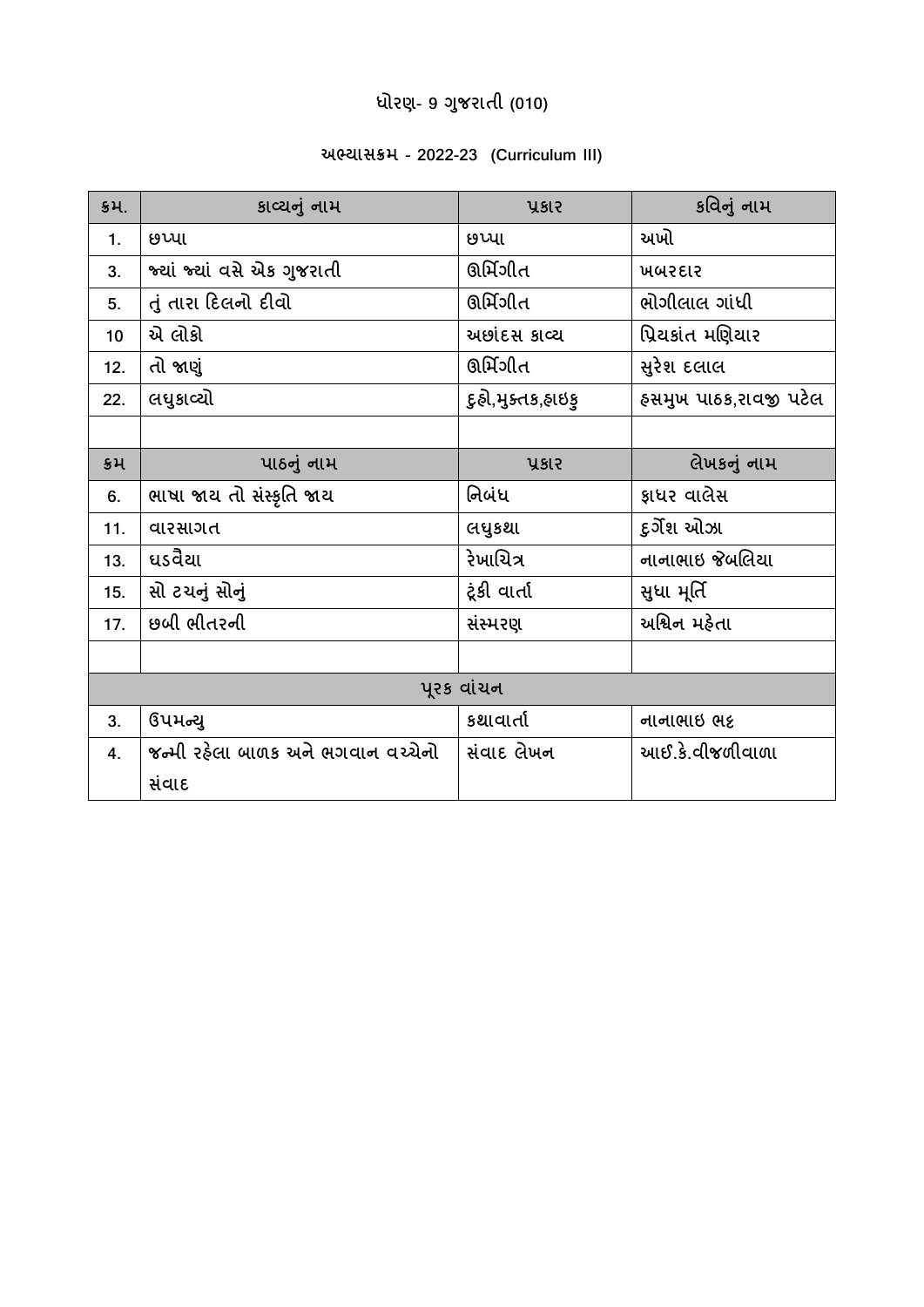# ધોરણ- 9 ગુજરાતી (010)

## અભ્યાસક્રમ - 2022-23 (Curriculum III)

| ક્રમ. | કાવ્યનું નામ | પ્રકાર | કવિનું નામ |
|---|---|---|---|
| 1. | છપ્પા | છપ્પા | અખો |
| 3. | જ્યાં જ્યાં વસે એક ગુજરાતી | ઊર્મિગીત | ખબરદાર |
| 5. | તું તારા દિલનો દીવો | ઊર્મિગીત | ભોગીલાલ ગાંધી |
| 10 | એ લોકો | અછાંદસ કાવ્ય | પ્રિયકાંત મણિયાર |
| 12. | તો જાણું | ઊર્મિગીત | સુરેશ દલાલ |
| 22. | લઘુકાવ્યો | દુહો,મુક્તક,હાઇકુ | હસમુખ પાઠક,રાવજી પટેલ |
| | | | |
| ક્રમ | પાઠનું નામ | પ્રકાર | લેખકનું નામ |
| 6. | ભાષા જાય તો સંસ્કૃતિ જાય | નિબંધ | ફાધર વાલેસ |
| 11. | વારસાગત | લઘુકથા | દુર્ગેશ ઓઝા |
| 13. | ઘડવૈયા | રેખાચિત્ર | નાનાભાઇ જેબલિયા |
| 15. | સો ટચનું સોનું | ટૂંકી વાર્તા | સુધા મૂર્તિ |
| 17. | છબી ભીતરની | સંસ્મરણ | અશ્વિન મહેતા |
| | | | |
| પૂરક વાંચન | | | |
| 3. | ઉપમન્યુ | કથાવાર્તા | નાનાભાઇ ભટ્ટ |
| 4. | જન્મી રહેલા બાળક અને ભગવાન વચ્ચેનો સંવાદ | સંવાદ લેખન | આઈ.કે.વીજળીવાળા |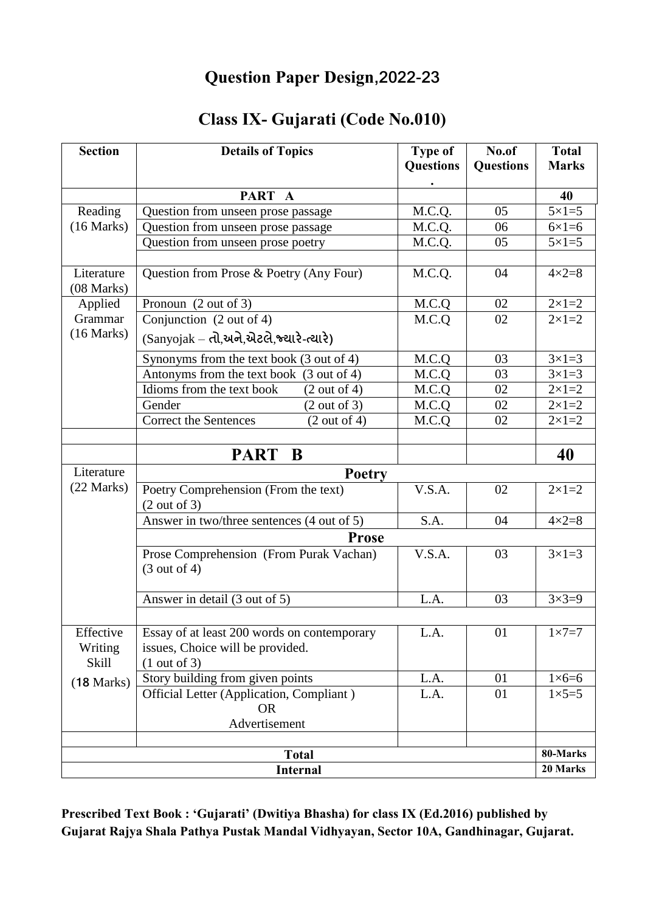# Question Paper Design,2022-23

## Class IX- Gujarati (Code No.010)

| Section | Details of Topics | Type of Questions. | No.of Questions | Total Marks |
|---|---|---|---|---|
| | **PART A** | | | **40** |
| Reading (16 Marks) | Question from unseen prose passage | M.C.Q. | 05 | 5×1=5 |
| | Question from unseen prose passage | M.C.Q. | 06 | 6×1=6 |
| | Question from unseen prose poetry | M.C.Q. | 05 | 5×1=5 |
| | | | | |
| Literature (08 Marks) | Question from Prose & Poetry (Any Four) | M.C.Q. | 04 | 4×2=8 |
| Applied Grammar (16 Marks) | Pronoun (2 out of 3) | M.C.Q | 02 | 2×1=2 |
| | Conjunction (2 out of 4) (Sanyojak – **તો,અને,એટલે,જ્યારે-ત્યારે**) | M.C.Q | 02 | 2×1=2 |
| | Synonyms from the text book (3 out of 4) | M.C.Q | 03 | 3×1=3 |
| | Antonyms from the text book (3 out of 4) | M.C.Q | 03 | 3×1=3 |
| | Idioms from the text book (2 out of 4) | M.C.Q | 02 | 2×1=2 |
| | Gender (2 out of 3) | M.C.Q | 02 | 2×1=2 |
| | Correct the Sentences (2 out of 4) | M.C.Q | 02 | 2×1=2 |
| | | | | |
| | **PART B** | | | **40** |
| Literature (22 Marks) | **Poetry** | | | |
| | Poetry Comprehension (From the text) (2 out of 3) | V.S.A. | 02 | 2×1=2 |
| | Answer in two/three sentences (4 out of 5) | S.A. | 04 | 4×2=8 |
| | **Prose** | | | |
| | Prose Comprehension (From Purak Vachan) (3 out of 4) | V.S.A. | 03 | 3×1=3 |
| | Answer in detail (3 out of 5) | L.A. | 03 | 3×3=9 |
| | | | | |
| Effective Writing Skill (18 Marks) | Essay of at least 200 words on contemporary issues, Choice will be provided. (1 out of 3) | L.A. | 01 | 1×7=7 |
| | Story building from given points | L.A. | 01 | 1×6=6 |
| | Official Letter (Application, Compliant ) OR Advertisement | L.A. | 01 | 1×5=5 |
| | | | | |
| **Total** | | | | **80-Marks** |
| **Internal** | | | | **20 Marks** |

**Prescribed Text Book : 'Gujarati' (Dwitiya Bhasha) for class IX (Ed.2016) published by Gujarat Rajya Shala Pathya Pustak Mandal Vidhyayan, Sector 10A, Gandhinagar, Gujarat.**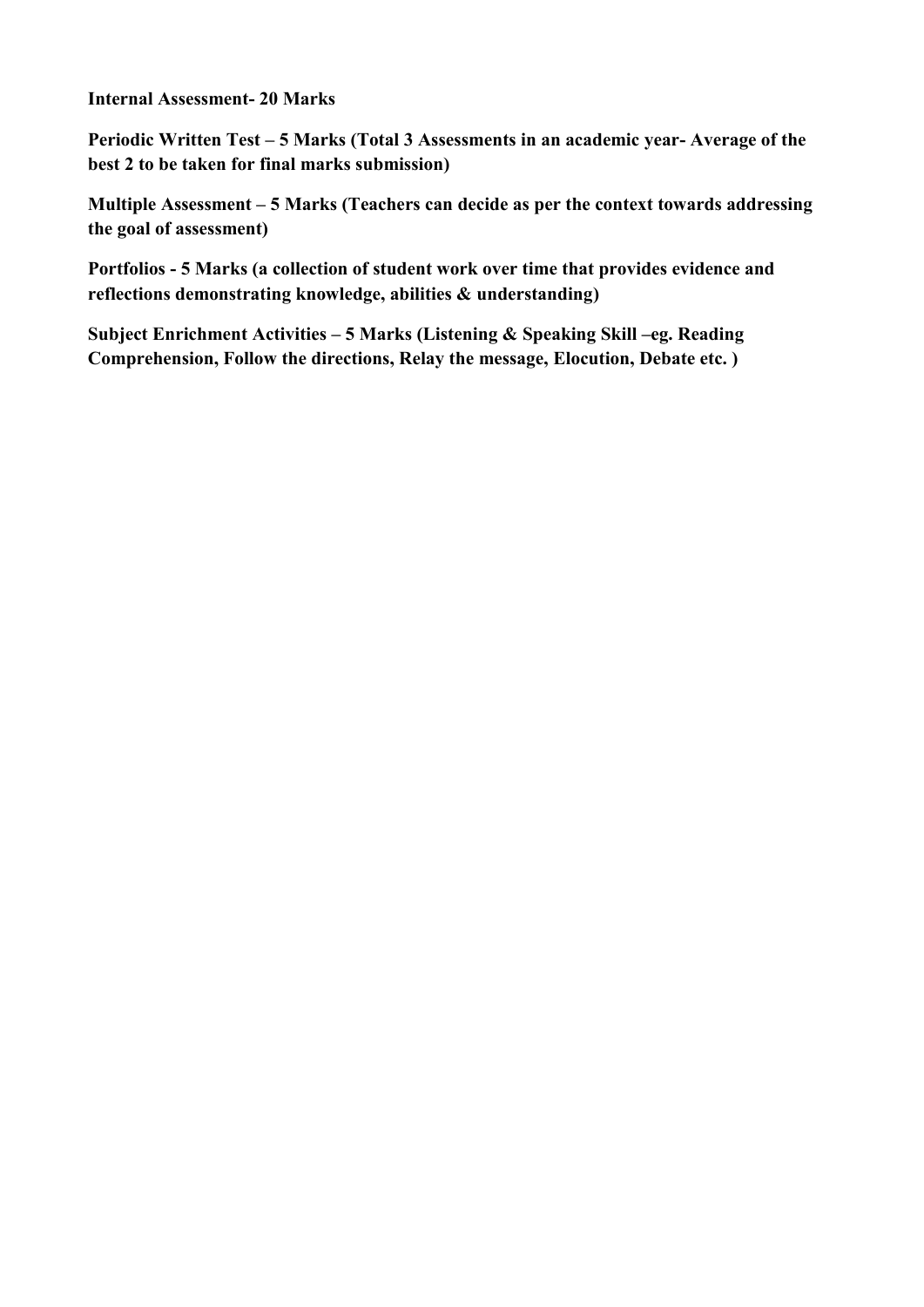**Internal Assessment- 20 Marks**

**Periodic Written Test – 5 Marks (Total 3 Assessments in an academic year- Average of the best 2 to be taken for final marks submission)**

**Multiple Assessment – 5 Marks (Teachers can decide as per the context towards addressing the goal of assessment)**

**Portfolios - 5 Marks (a collection of student work over time that provides evidence and reflections demonstrating knowledge, abilities & understanding)**

**Subject Enrichment Activities – 5 Marks (Listening & Speaking Skill –eg. Reading Comprehension, Follow the directions, Relay the message, Elocution, Debate etc. )**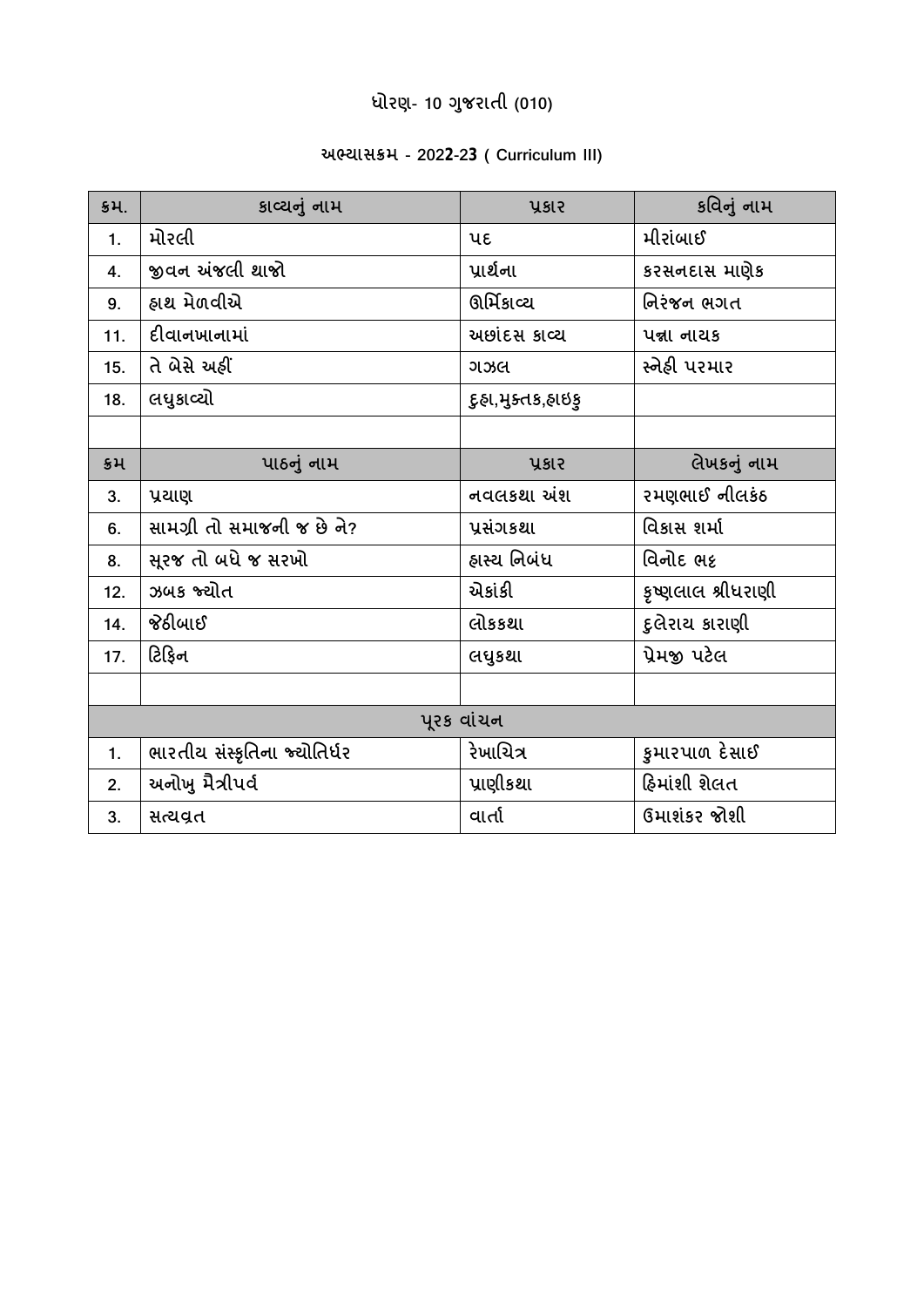# ધોરણ- 10 ગુજરાતી (010)

## અભ્યાસક્રમ - 2022-23 ( Curriculum III)

| ક્રમ. | કાવ્યનું નામ | પ્રકાર | કવિનું નામ |
|---|---|---|---|
| 1. | મોરલી | પદ | મીરાંબાઈ |
| 4. | જીવન અંજલી થાજો | પ્રાર્થના | કરસનદાસ માણેક |
| 9. | હાથ મેળવીએ | ઊર્મિકાવ્ય | નિરંજન ભગત |
| 11. | દીવાનખાનામાં | અછાંદસ કાવ્ય | પન્ના નાયક |
| 15. | તે બેસે અહીં | ગઝલ | સ્નેહી પરમાર |
| 18. | લઘુકાવ્યો | દુહા,મુક્તક,હાઇકુ | |
| | | | |
| **ક્રમ** | **પાઠનું નામ** | **પ્રકાર** | **લેખકનું નામ** |
| 3. | પ્રયાણ | નવલકથા અંશ | રમણભાઈ નીલકંઠ |
| 6. | સામગ્રી તો સમાજની જ છે ને? | પ્રસંગકથા | વિકાસ શર્મા |
| 8. | સૂરજ તો બધે જ સરખો | હાસ્ય નિબંધ | વિનોદ ભટ્ટ |
| 12. | ઝબક જ્યોત | એકાંકી | કૃષ્ણલાલ શ્રીધરાણી |
| 14. | જેઠીબાઈ | લોકકથા | દુલેરાય કારાણી |
| 17. | ટિફિન | લઘુકથા | પ્રેમજી પટેલ |
| | | | |
| **પૂરક વાંચન** | | | |
| 1. | ભારતીય સંસ્કૃતિના જ્યોતિર્ધર | રેખાચિત્ર | કુમારપાળ દેસાઈ |
| 2. | અનોખુ મૈત્રીપર્વ | પ્રાણીકથા | હિમાંશી શેલત |
| 3. | સત્યવ્રત | વાર્તા | ઉમાશંકર જોશી |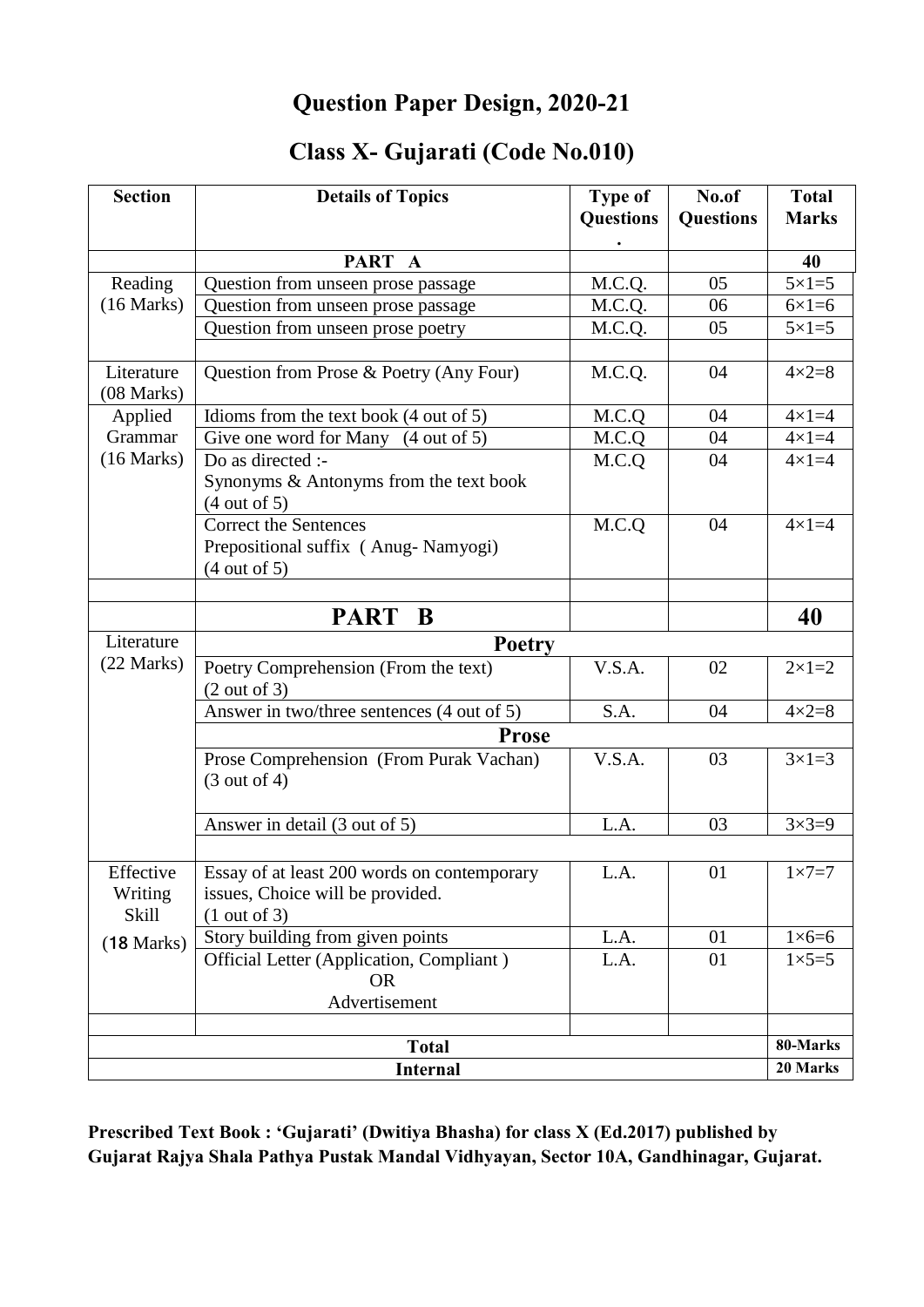# Question Paper Design, 2020-21

## Class X- Gujarati (Code No.010)

| Section | Details of Topics | Type of Questions. | No.of Questions | Total Marks |
|---|---|---|---|---|
| | PART A | | | 40 |
| Reading (16 Marks) | Question from unseen prose passage | M.C.Q. | 05 | 5×1=5 |
| | Question from unseen prose passage | M.C.Q. | 06 | 6×1=6 |
| | Question from unseen prose poetry | M.C.Q. | 05 | 5×1=5 |
| | | | | |
| Literature (08 Marks) | Question from Prose & Poetry (Any Four) | M.C.Q. | 04 | 4×2=8 |
| Applied Grammar (16 Marks) | Idioms from the text book (4 out of 5) | M.C.Q | 04 | 4×1=4 |
| | Give one word for Many (4 out of 5) | M.C.Q | 04 | 4×1=4 |
| | Do as directed :- Synonyms & Antonyms from the text book (4 out of 5) | M.C.Q | 04 | 4×1=4 |
| | Correct the Sentences Prepositional suffix ( Anug- Namyogi) (4 out of 5) | M.C.Q | 04 | 4×1=4 |
| | | | | |
| | **PART B** | | | **40** |
| Literature (22 Marks) | **Poetry** | | | |
| | Poetry Comprehension (From the text) (2 out of 3) | V.S.A. | 02 | 2×1=2 |
| | Answer in two/three sentences (4 out of 5) | S.A. | 04 | 4×2=8 |
| | **Prose** | | | |
| | Prose Comprehension (From Purak Vachan) (3 out of 4) | V.S.A. | 03 | 3×1=3 |
| | Answer in detail (3 out of 5) | L.A. | 03 | 3×3=9 |
| | | | | |
| Effective Writing Skill (18 Marks) | Essay of at least 200 words on contemporary issues, Choice will be provided. (1 out of 3) | L.A. | 01 | 1×7=7 |
| | Story building from given points | L.A. | 01 | 1×6=6 |
| | Official Letter (Application, Compliant ) OR Advertisement | L.A. | 01 | 1×5=5 |
| | | | | |
| **Total** | | | | **80-Marks** |
| **Internal** | | | | **20 Marks** |

**Prescribed Text Book : 'Gujarati' (Dwitiya Bhasha) for class X (Ed.2017) published by Gujarat Rajya Shala Pathya Pustak Mandal Vidhyayan, Sector 10A, Gandhinagar, Gujarat.**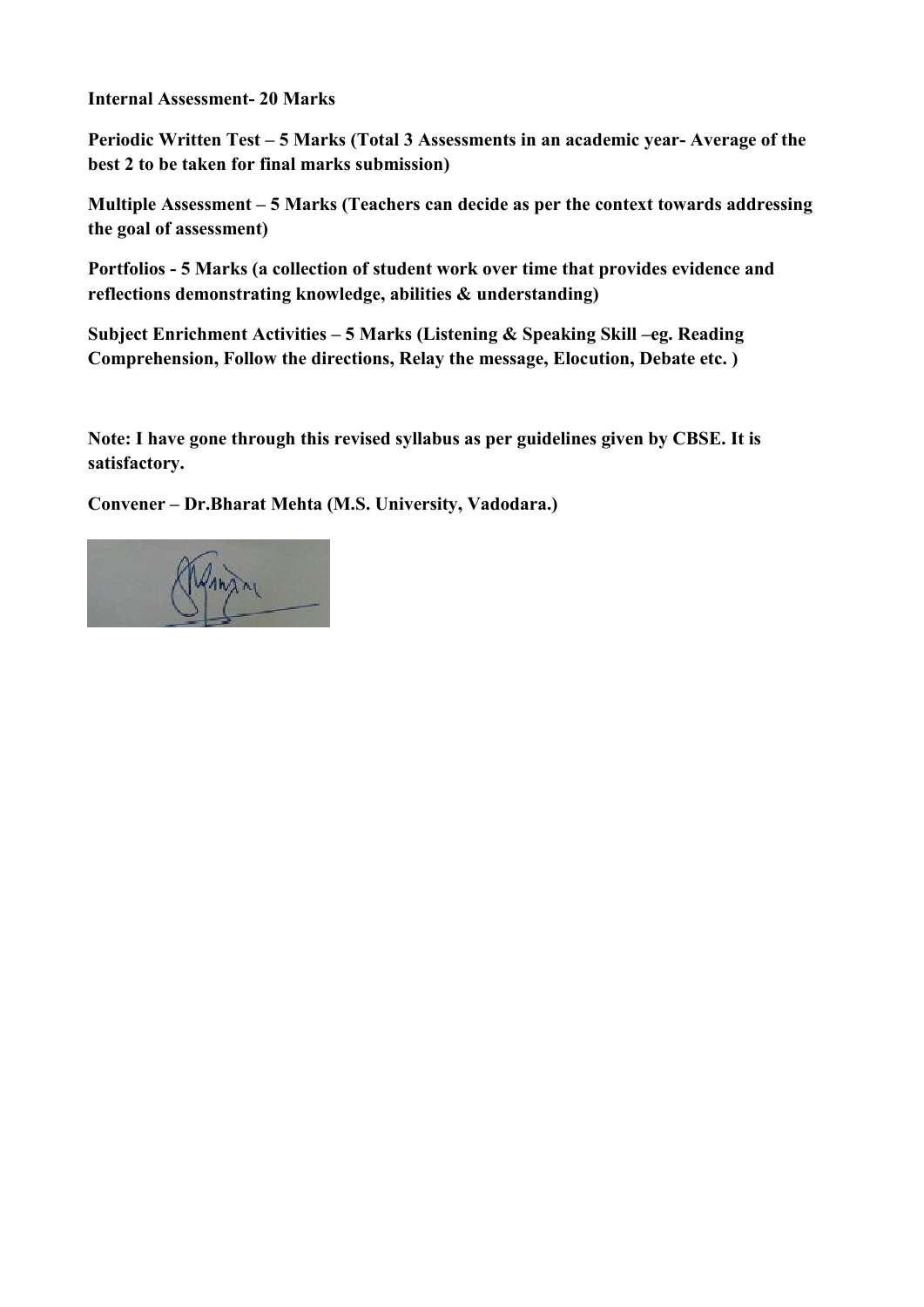**Internal Assessment- 20 Marks**

**Periodic Written Test – 5 Marks (Total 3 Assessments in an academic year- Average of the best 2 to be taken for final marks submission)**

**Multiple Assessment – 5 Marks (Teachers can decide as per the context towards addressing the goal of assessment)**

**Portfolios - 5 Marks (a collection of student work over time that provides evidence and reflections demonstrating knowledge, abilities & understanding)**

**Subject Enrichment Activities – 5 Marks (Listening & Speaking Skill –eg. Reading Comprehension, Follow the directions, Relay the message, Elocution, Debate etc. )**

**Note: I have gone through this revised syllabus as per guidelines given by CBSE. It is satisfactory.**

**Convener – Dr.Bharat Mehta (M.S. University, Vadodara.)**